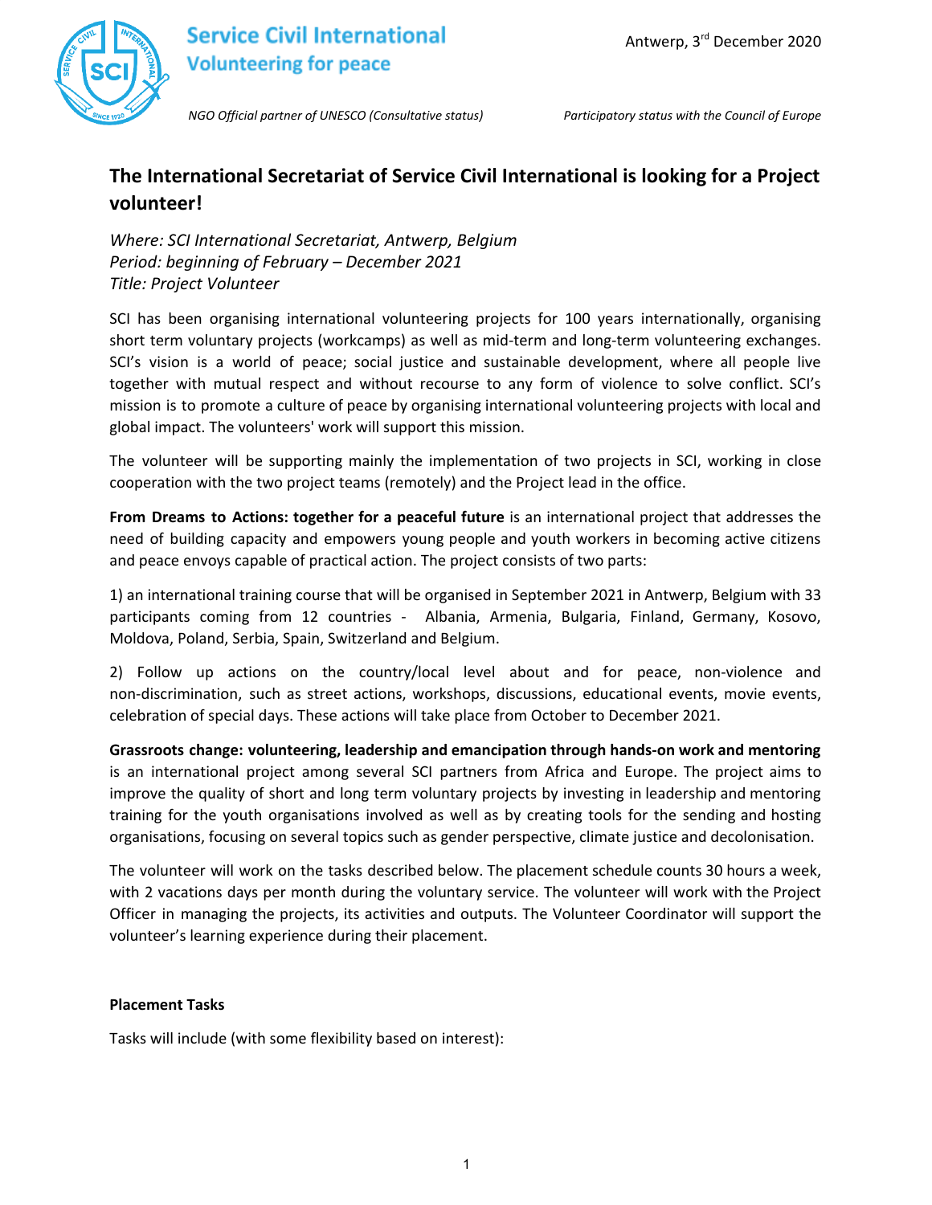Service Civil International
Volunteering for peace

Antwerp, 3rd December 2020

*NGO Official partner of UNESCO (Consultative status)*    *Participatory status with the Council of Europe*

## The International Secretariat of Service Civil International is looking for a Project volunteer!

*Where: SCI International Secretariat, Antwerp, Belgium*
*Period: beginning of February – December 2021*
*Title: Project Volunteer*

SCI has been organising international volunteering projects for 100 years internationally, organising short term voluntary projects (workcamps) as well as mid-term and long-term volunteering exchanges. SCI's vision is a world of peace; social justice and sustainable development, where all people live together with mutual respect and without recourse to any form of violence to solve conflict. SCI's mission is to promote a culture of peace by organising international volunteering projects with local and global impact. The volunteers' work will support this mission.

The volunteer will be supporting mainly the implementation of two projects in SCI, working in close cooperation with the two project teams (remotely) and the Project lead in the office.

**From Dreams to Actions: together for a peaceful future** is an international project that addresses the need of building capacity and empowers young people and youth workers in becoming active citizens and peace envoys capable of practical action. The project consists of two parts:

1) an international training course that will be organised in September 2021 in Antwerp, Belgium with 33 participants coming from 12 countries - Albania, Armenia, Bulgaria, Finland, Germany, Kosovo, Moldova, Poland, Serbia, Spain, Switzerland and Belgium.

2) Follow up actions on the country/local level about and for peace, non-violence and non-discrimination, such as street actions, workshops, discussions, educational events, movie events, celebration of special days. These actions will take place from October to December 2021.

**Grassroots change: volunteering, leadership and emancipation through hands-on work and mentoring** is an international project among several SCI partners from Africa and Europe. The project aims to improve the quality of short and long term voluntary projects by investing in leadership and mentoring training for the youth organisations involved as well as by creating tools for the sending and hosting organisations, focusing on several topics such as gender perspective, climate justice and decolonisation.

The volunteer will work on the tasks described below. The placement schedule counts 30 hours a week, with 2 vacations days per month during the voluntary service. The volunteer will work with the Project Officer in managing the projects, its activities and outputs. The Volunteer Coordinator will support the volunteer's learning experience during their placement.

**Placement Tasks**

Tasks will include (with some flexibility based on interest):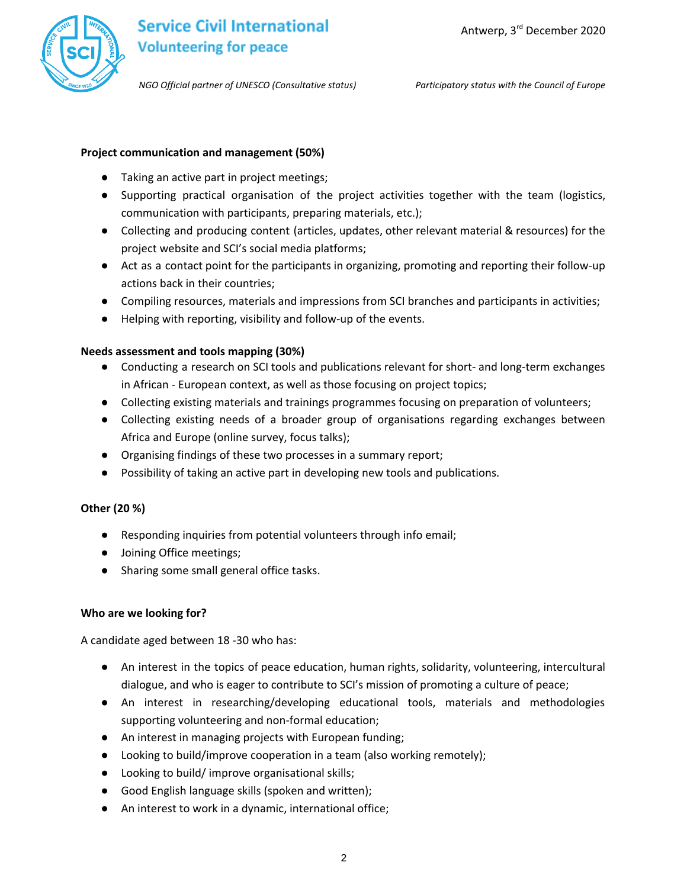**Project communication and management (50%)**

- Taking an active part in project meetings;
- Supporting practical organisation of the project activities together with the team (logistics, communication with participants, preparing materials, etc.);
- Collecting and producing content (articles, updates, other relevant material & resources) for the project website and SCI's social media platforms;
- Act as a contact point for the participants in organizing, promoting and reporting their follow-up actions back in their countries;
- Compiling resources, materials and impressions from SCI branches and participants in activities;
- Helping with reporting, visibility and follow-up of the events.

**Needs assessment and tools mapping (30%)**

- Conducting a research on SCI tools and publications relevant for short- and long-term exchanges in African - European context, as well as those focusing on project topics;
- Collecting existing materials and trainings programmes focusing on preparation of volunteers;
- Collecting existing needs of a broader group of organisations regarding exchanges between Africa and Europe (online survey, focus talks);
- Organising findings of these two processes in a summary report;
- Possibility of taking an active part in developing new tools and publications.

**Other (20 %)**

- Responding inquiries from potential volunteers through info email;
- Joining Office meetings;
- Sharing some small general office tasks.

**Who are we looking for?**

A candidate aged between 18 -30 who has:

- An interest in the topics of peace education, human rights, solidarity, volunteering, intercultural dialogue, and who is eager to contribute to SCI's mission of promoting a culture of peace;
- An interest in researching/developing educational tools, materials and methodologies supporting volunteering and non-formal education;
- An interest in managing projects with European funding;
- Looking to build/improve cooperation in a team (also working remotely);
- Looking to build/ improve organisational skills;
- Good English language skills (spoken and written);
- An interest to work in a dynamic, international office;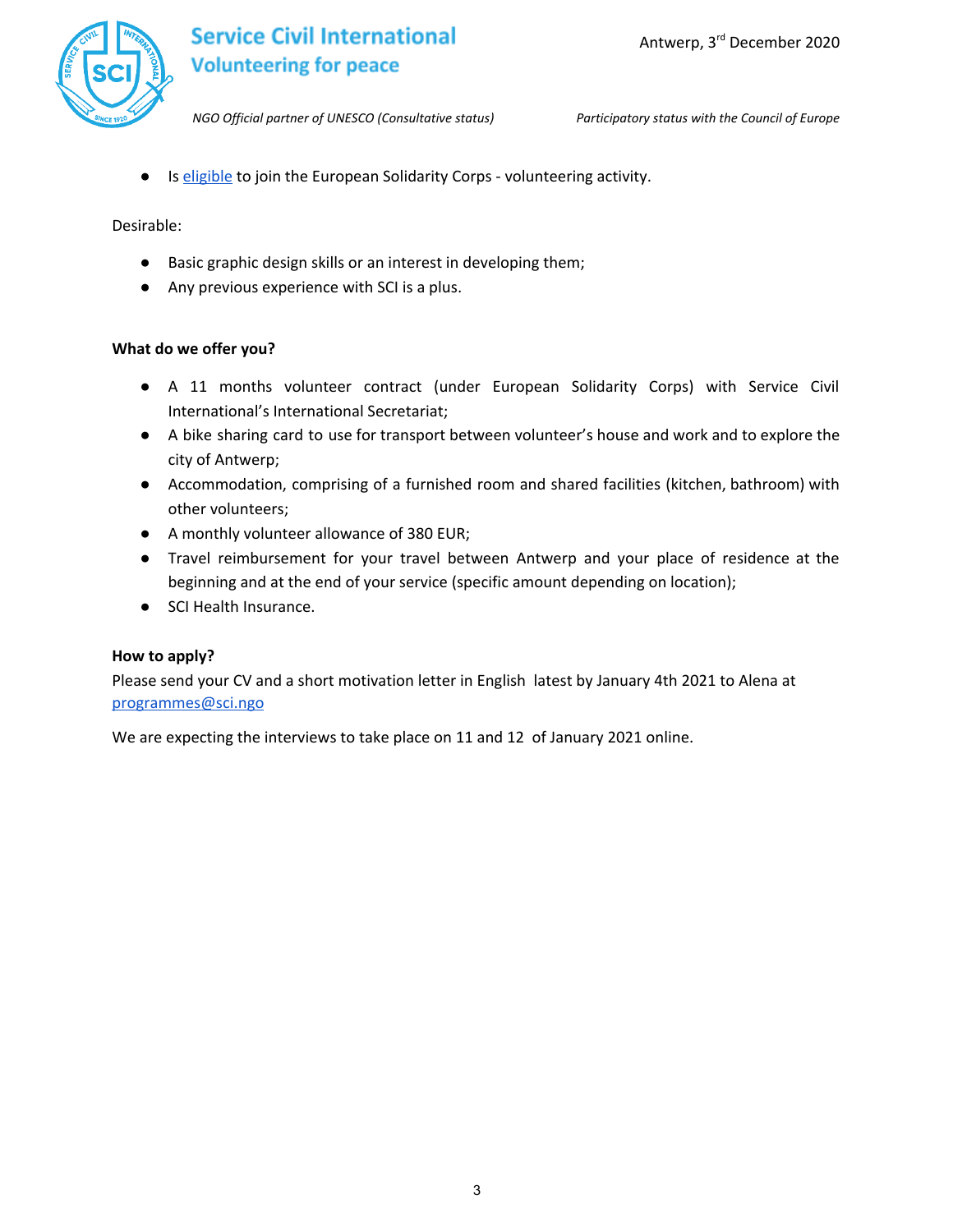- Is [eligible] to join the European Solidarity Corps - volunteering activity.

Desirable:

- Basic graphic design skills or an interest in developing them;
- Any previous experience with SCI is a plus.

**What do we offer you?**

- A 11 months volunteer contract (under European Solidarity Corps) with Service Civil International's International Secretariat;
- A bike sharing card to use for transport between volunteer's house and work and to explore the city of Antwerp;
- Accommodation, comprising of a furnished room and shared facilities (kitchen, bathroom) with other volunteers;
- A monthly volunteer allowance of 380 EUR;
- Travel reimbursement for your travel between Antwerp and your place of residence at the beginning and at the end of your service (specific amount depending on location);
- SCI Health Insurance.

**How to apply?**

Please send your CV and a short motivation letter in English latest by January 4th 2021 to Alena at programmes@sci.ngo

We are expecting the interviews to take place on 11 and 12 of January 2021 online.